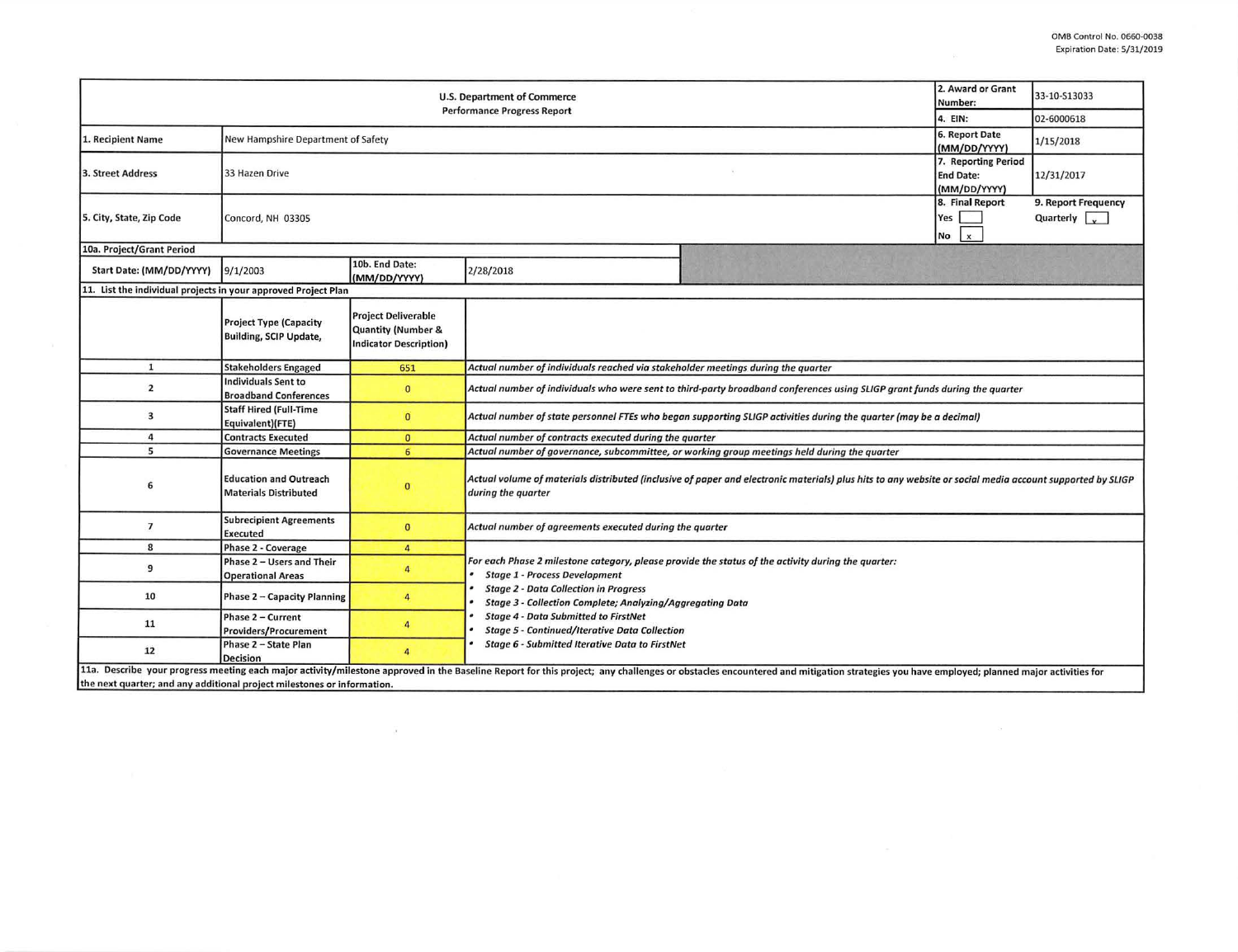OMB Control No. 0660-0038
Expiration Date: 5/31/2019

| U.S. Department of Commerce<br>Performance Progress Report | | | | 2. Award or Grant Number: | 33-10-S13033 |
|---|---|---|---|---|---|
| | | | | 4. EIN: | 02-6000618 |
| 1. Recipient Name | New Hampshire Department of Safety | | | 6. Report Date (MM/DD/YYYY) | 1/15/2018 |
| 3. Street Address | 33 Hazen Drive | | | 7. Reporting Period End Date: (MM/DD/YYYY) | 12/31/2017 |
| 5. City, State, Zip Code | Concord, NH 03305 | | | 8. Final Report<br>Yes [ ]<br>No [x] | 9. Report Frequency<br>Quarterly [x] |
| 10a. Project/Grant Period | | | | | |
| Start Date: (MM/DD/YYYY) | 9/1/2003 | 10b. End Date: (MM/DD/YYYY) | 2/28/2018 | | |
| 11. List the individual projects in your approved Project Plan | | | | | |
| | Project Type (Capacity Building, SCIP Update, | Project Deliverable Quantity (Number & Indicator Description) | | | |
| 1 | Stakeholders Engaged | 651 | *Actual number of individuals reached via stakeholder meetings during the quarter* | | |
| 2 | Individuals Sent to Broadband Conferences | 0 | *Actual number of individuals who were sent to third-party broadband conferences using SLIGP grant funds during the quarter* | | |
| 3 | Staff Hired (Full-Time Equivalent)(FTE) | 0 | *Actual number of state personnel FTEs who began supporting SLIGP activities during the quarter (may be a decimal)* | | |
| 4 | Contracts Executed | 0 | *Actual number of contracts executed during the quarter* | | |
| 5 | Governance Meetings | 6 | *Actual number of governance, subcommittee, or working group meetings held during the quarter* | | |
| 6 | Education and Outreach Materials Distributed | 0 | *Actual volume of materials distributed (inclusive of paper and electronic materials) plus hits to any website or social media account supported by SLIGP during the quarter* | | |
| 7 | Subrecipient Agreements Executed | 0 | *Actual number of agreements executed during the quarter* | | |
| 8 | Phase 2 - Coverage | 4 | *For each Phase 2 milestone category, please provide the status of the activity during the quarter:*<br>• ***Stage 1 - Process Development***<br>• ***Stage 2 - Data Collection in Progress***<br>• ***Stage 3 - Collection Complete; Analyzing/Aggregating Data***<br>• ***Stage 4 - Data Submitted to FirstNet***<br>• ***Stage 5 - Continued/Iterative Data Collection***<br>• ***Stage 6 - Submitted Iterative Data to FirstNet*** | | |
| 9 | Phase 2 – Users and Their Operational Areas | 4 | | | |
| 10 | Phase 2 – Capacity Planning | 4 | | | |
| 11 | Phase 2 – Current Providers/Procurement | 4 | | | |
| 12 | Phase 2 – State Plan Decision | 4 | | | |
| 11a. Describe your progress meeting each major activity/milestone approved in the Baseline Report for this project; any challenges or obstacles encountered and mitigation strategies you have employed; planned major activities for the next quarter; and any additional project milestones or information. | | | | | |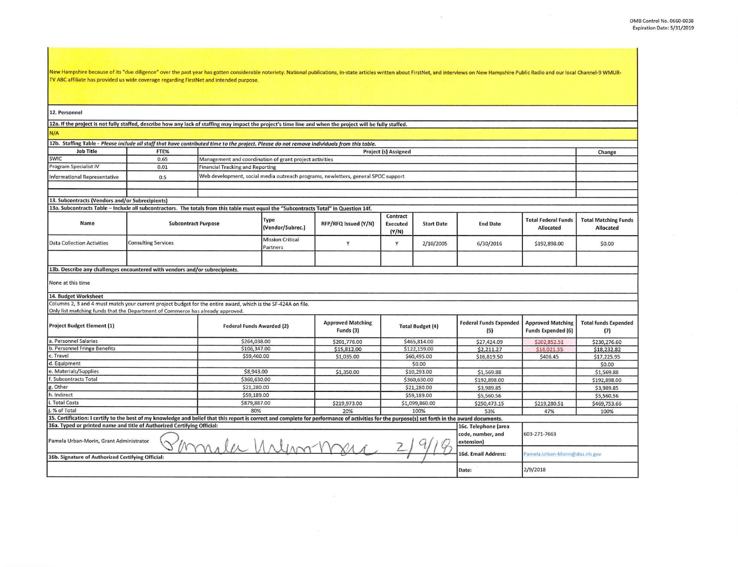New Hampshire because of its "due diligence" over the past year has gotten considerable noteriety. National publications, in-state articles written about FirstNet, and interviews on New Hampshire Public Radio and our local Channel-9 WMUR-TV ABC affiliate has provided us wide coverage regarding FirstNet and intended purpose.

## 12. Personnel

**12a. If the project is not fully staffed, describe how any lack of staffing may impact the project's time line and when the project will be fully staffed.**

N/A

**12b. Staffing Table** - *Please include all staff that have contributed time to the project. Please do not remove individuals from this table.*

| Job Title | FTE% | Project (s) Assigned | Change |
|---|---|---|---|
| SWIC | 0.65 | Management and coordination of grant project activities | |
| Program Specialist IV | 0.01 | Financial Tracking and Reporting | |
| Informational Representative | 0.5 | Web development, social media outreach programs, newletters, general SPOC support | |
| | | | |
| | | | |

## 13. Subcontracts (Vendors and/or Subrecipients)

**13a. Subcontracts Table – Include all subcontractors. The totals from this table must equal the "Subcontracts Total" in Question 14f.**

| Name | Subcontract Purpose | Type (Vendor/Subrec.) | RFP/RFQ Issued (Y/N) | Contract Executed (Y/N) | Start Date | End Date | Total Federal Funds Allocated | Total Matching Funds Allocated |
|---|---|---|---|---|---|---|---|---|
| Data Collection Activities | Consulting Services | Mission Critical Partners | Y | Y | 2/10/2005 | 6/30/2016 | $192,898.00 | $0.00 |
| | | | | | | | | |

**13b. Describe any challenges encountered with vendors and/or subrecipients.**

None at this time

## 14. Budget Worksheet

Columns 2, 3 and 4 must match your current project budget for the entire award, which is the SF-424A on file.
Only list matching funds that the Department of Commerce has already approved.

| Project Budget Element (1) | Federal Funds Awarded (2) | Approved Matching Funds (3) | Total Budget (4) | Federal Funds Expended (5) | Approved Matching Funds Expended (6) | Total funds Expended (7) |
|---|---|---|---|---|---|---|
| a. Personnel Salaries | $264,038.00 | $201,776.00 | $465,814.00 | $27,424.09 | $202,852.51 | $230,276.60 |
| b. Personnel Fringe Benefits | $106,347.00 | $15,812.00 | $122,159.00 | $2,211.27 | $16,021.55 | $18,232.82 |
| c. Travel | $59,460.00 | $1,035.00 | $60,495.00 | $16,819.50 | $406.45 | $17,225.95 |
| d. Equipment | | | $0.00 | | | $0.00 |
| e. Materials/Supplies | $8,943.00 | $1,350.00 | $10,293.00 | $1,569.88 | | $1,569.88 |
| f. Subcontracts Total | $360,630.00 | | $360,630.00 | $192,898.00 | | $192,898.00 |
| g. Other | $21,280.00 | | $21,280.00 | $3,989.85 | | $3,989.85 |
| h. Indirect | $59,189.00 | | $59,189.00 | $5,560.56 | | $5,560.56 |
| i. Total Costs | $879,887.00 | $219,973.00 | $1,099,860.00 | $250,473.15 | $219,280.51 | $469,753.66 |
| j. % of Total | 80% | 20% | 100% | 53% | 47% | 100% |

**15. Certification: I certify to the best of my knowledge and belief that this report is correct and complete for performance of activities for the purpose(s) set forth in the award documents.**

| | | |
|---|---|---|
| **16a. Typed or printed name and title of Authorized Certifying Official:** Pamela Urban-Morin, Grant Administrator | **16c. Telephone (area code, number, and extension)** | 603-271-7663 |
| | **16d. Email Address:** | Pamela.Urban-Morin@dos.nh.gov |
| **16b. Signature of Authorized Certifying Official:** Pamela Urban-Morin 2/9/18 | **Date:** | 2/9/2018 |